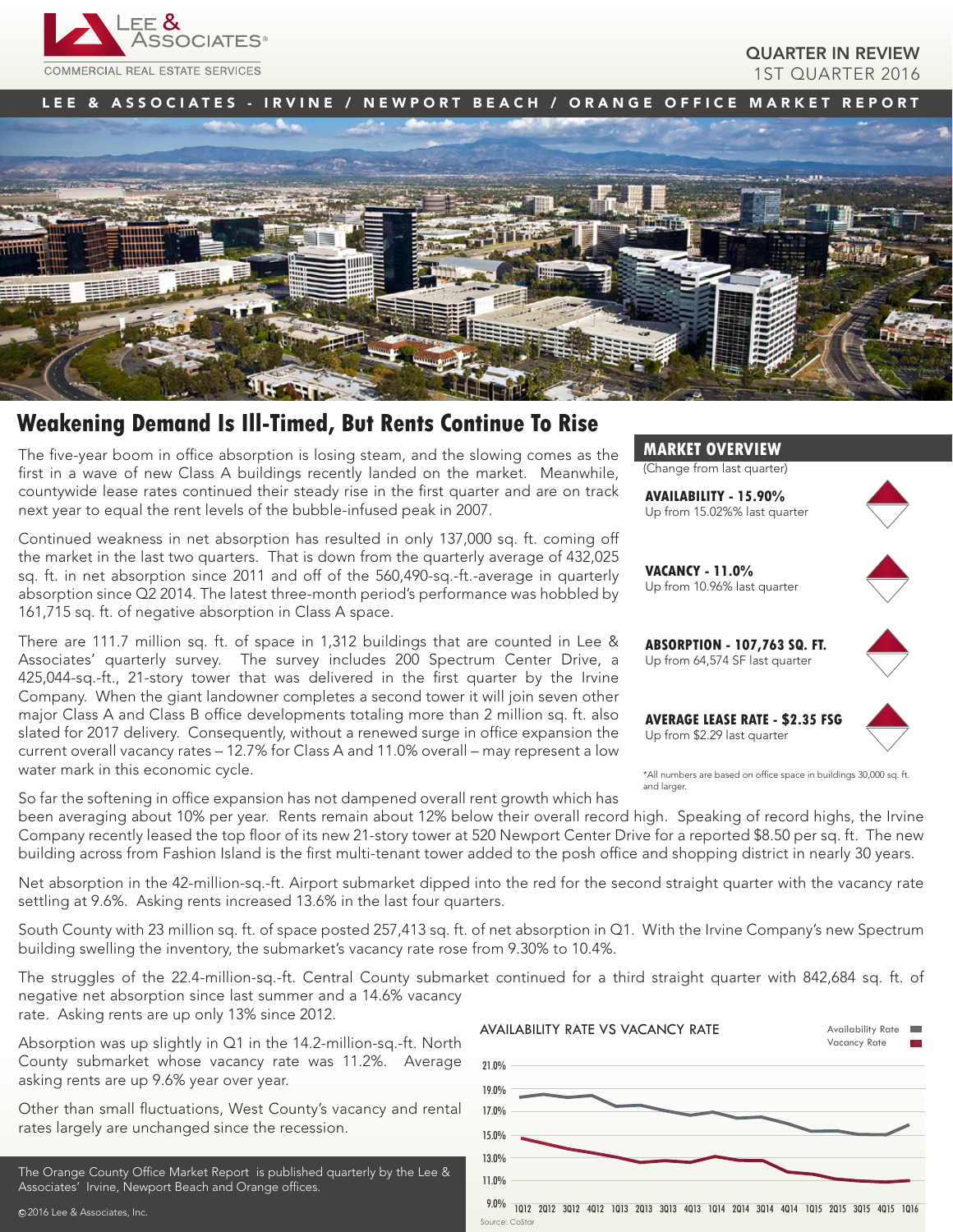LEE & ASSOCIATES®
COMMERCIAL REAL ESTATE SERVICES

QUARTER IN REVIEW
1ST QUARTER 2016

LEE & ASSOCIATES - IRVINE / NEWPORT BEACH / ORANGE OFFICE MARKET REPORT

# Weakening Demand Is Ill-Timed, But Rents Continue To Rise

The five-year boom in office absorption is losing steam, and the slowing comes as the first in a wave of new Class A buildings recently landed on the market. Meanwhile, countywide lease rates continued their steady rise in the first quarter and are on track next year to equal the rent levels of the bubble-infused peak in 2007.

Continued weakness in net absorption has resulted in only 137,000 sq. ft. coming off the market in the last two quarters. That is down from the quarterly average of 432,025 sq. ft. in net absorption since 2011 and off of the 560,490-sq.-ft.-average in quarterly absorption since Q2 2014. The latest three-month period's performance was hobbled by 161,715 sq. ft. of negative absorption in Class A space.

There are 111.7 million sq. ft. of space in 1,312 buildings that are counted in Lee & Associates' quarterly survey. The survey includes 200 Spectrum Center Drive, a 425,044-sq.-ft., 21-story tower that was delivered in the first quarter by the Irvine Company. When the giant landowner completes a second tower it will join seven other major Class A and Class B office developments totaling more than 2 million sq. ft. also slated for 2017 delivery. Consequently, without a renewed surge in office expansion the current overall vacancy rates – 12.7% for Class A and 11.0% overall – may represent a low water mark in this economic cycle.

So far the softening in office expansion has not dampened overall rent growth which has been averaging about 10% per year. Rents remain about 12% below their overall record high. Speaking of record highs, the Irvine Company recently leased the top floor of its new 21-story tower at 520 Newport Center Drive for a reported $8.50 per sq. ft. The new building across from Fashion Island is the first multi-tenant tower added to the posh office and shopping district in nearly 30 years.

Net absorption in the 42-million-sq.-ft. Airport submarket dipped into the red for the second straight quarter with the vacancy rate settling at 9.6%. Asking rents increased 13.6% in the last four quarters.

South County with 23 million sq. ft. of space posted 257,413 sq. ft. of net absorption in Q1. With the Irvine Company's new Spectrum building swelling the inventory, the submarket's vacancy rate rose from 9.30% to 10.4%.

The struggles of the 22.4-million-sq.-ft. Central County submarket continued for a third straight quarter with 842,684 sq. ft. of negative net absorption since last summer and a 14.6% vacancy rate. Asking rents are up only 13% since 2012.

Absorption was up slightly in Q1 in the 14.2-million-sq.-ft. North County submarket whose vacancy rate was 11.2%. Average asking rents are up 9.6% year over year.

Other than small fluctuations, West County's vacancy and rental rates largely are unchanged since the recession.

## MARKET OVERVIEW

(Change from last quarter)

**AVAILABILITY - 15.90%**
Up from 15.02%% last quarter

**VACANCY - 11.0%**
Up from 10.96% last quarter

**ABSORPTION - 107,763 SQ. FT.**
Up from 64,574 SF last quarter

**AVERAGE LEASE RATE - $2.35 FSG**
Up from $2.29 last quarter

*All numbers are based on office space in buildings 30,000 sq. ft. and larger.

AVAILABILITY RATE VS VACANCY RATE

Availability Rate / Vacancy Rate

Source: CoStar

The Orange County Office Market Report is published quarterly by the Lee & Associates' Irvine, Newport Beach and Orange offices.

©2016 Lee & Associates, Inc.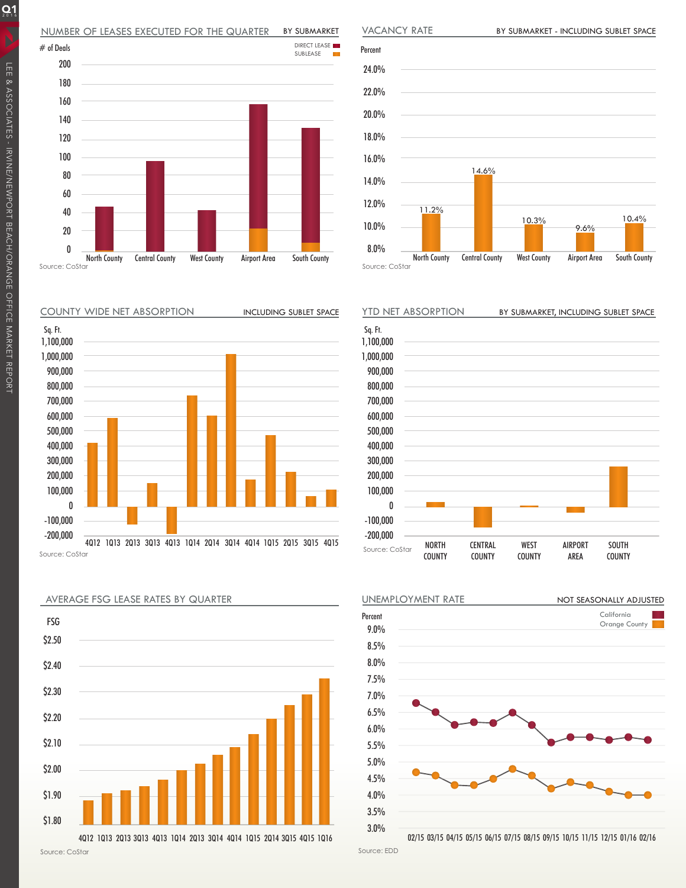## NUMBER OF LEASES EXECUTED FOR THE QUARTER — BY SUBMARKET

# of Deals

DIRECT LEASE / SUBLEASE

200 / 180 / 160 / 140 / 120 / 100 / 80 / 60 / 40 / 20 / 0

North County | Central County | West County | Airport Area | South County

Source: CoStar

## VACANCY RATE — BY SUBMARKET - INCLUDING SUBLET SPACE

Percent

| North County | Central County | West County | Airport Area | South County |
|---|---|---|---|---|
| 11.2% | 14.6% | 10.3% | 9.6% | 10.4% |

Source: CoStar

## COUNTY WIDE NET ABSORPTION — INCLUDING SUBLET SPACE

Sq. Ft.

1,100,000 / 1,000,000 / 900,000 / 800,000 / 700,000 / 600,000 / 500,000 / 400,000 / 300,000 / 200,000 / 100,000 / 0 / -100,000 / -200,000

4Q12 1Q13 2Q13 3Q13 4Q13 1Q14 2Q14 3Q14 4Q14 1Q15 2Q15 3Q15 4Q15

Source: CoStar

## YTD NET ABSORPTION — BY SUBMARKET, INCLUDING SUBLET SPACE

Sq. Ft.

1,100,000 / 1,000,000 / 900,000 / 800,000 / 700,000 / 600,000 / 500,000 / 400,000 / 300,000 / 200,000 / 100,000 / 0 / -100,000 / -200,000

NORTH COUNTY | CENTRAL COUNTY | WEST COUNTY | AIRPORT AREA | SOUTH COUNTY

Source: CoStar

## AVERAGE FSG LEASE RATES BY QUARTER

FSG

$2.50 / $2.40 / $2.30 / $2.20 / $2.10 / $2.00 / $1.90 / $1.80

4Q12 1Q13 2Q13 3Q13 4Q13 1Q14 2Q14 3Q14 4Q14 1Q15 2Q14 3Q15 4Q15 1Q16

Source: CoStar

## UNEMPLOYMENT RATE — NOT SEASONALLY ADJUSTED

Percent

California / Orange County

9.0% / 8.5% / 8.0% / 7.5% / 7.0% / 6.5% / 6.0% / 5.5% / 5.0% / 4.5% / 4.0% / 3.5% / 3.0%

02/15 03/15 04/15 05/15 06/15 07/15 08/15 09/15 10/15 11/15 12/15 01/16 02/16

Source: EDD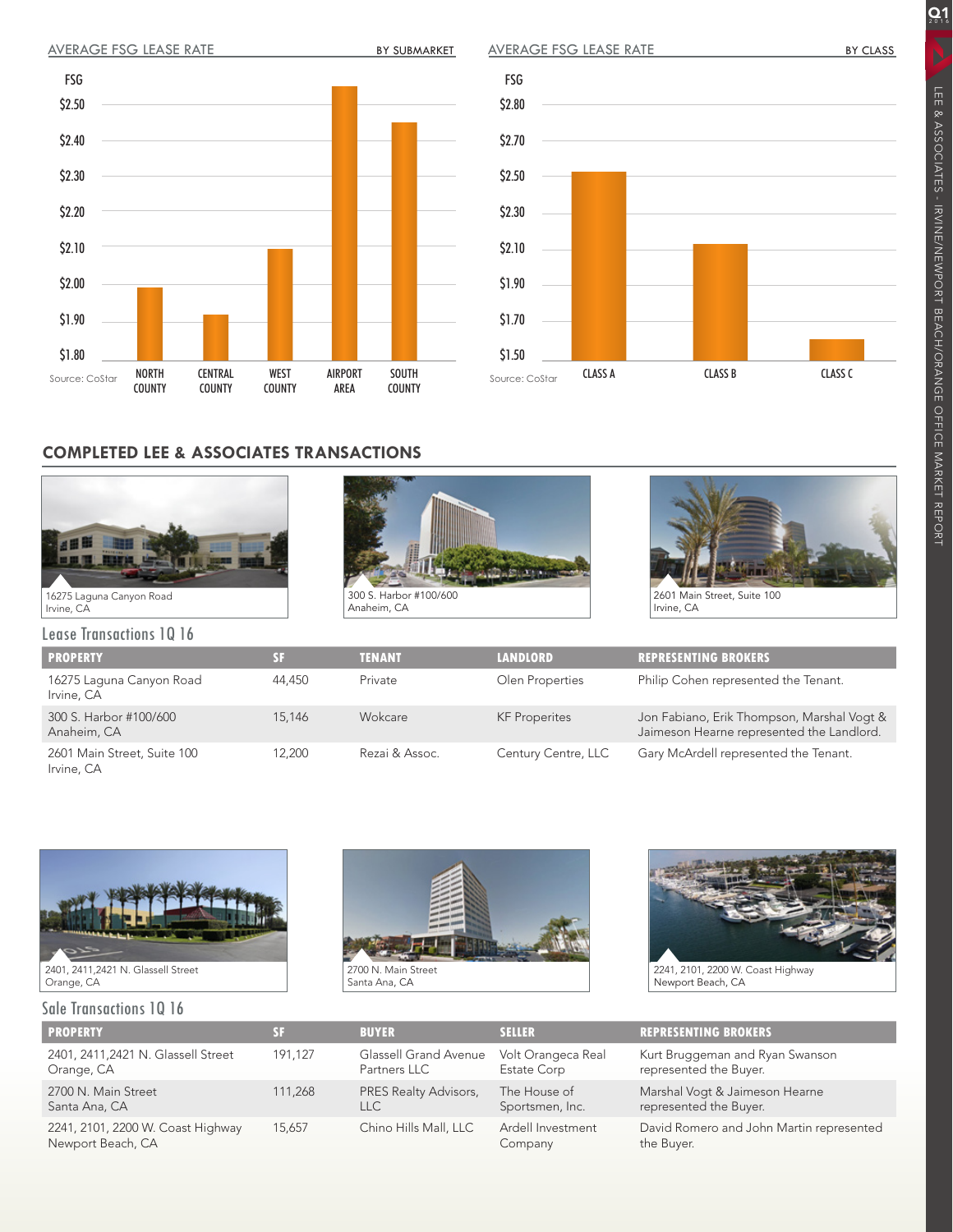AVERAGE FSG LEASE RATE — BY SUBMARKET

Source: CoStar

AVERAGE FSG LEASE RATE — BY CLASS

Source: CoStar

## COMPLETED LEE & ASSOCIATES TRANSACTIONS

16275 Laguna Canyon Road
Irvine, CA

300 S. Harbor #100/600
Anaheim, CA

2601 Main Street, Suite 100
Irvine, CA

### Lease Transactions 1Q 16

| PROPERTY | SF | TENANT | LANDLORD | REPRESENTING BROKERS |
|---|---|---|---|---|
| 16275 Laguna Canyon Road Irvine, CA | 44,450 | Private | Olen Properties | Philip Cohen represented the Tenant. |
| 300 S. Harbor #100/600 Anaheim, CA | 15,146 | Wokcare | KF Properites | Jon Fabiano, Erik Thompson, Marshal Vogt & Jaimeson Hearne represented the Landlord. |
| 2601 Main Street, Suite 100 Irvine, CA | 12,200 | Rezai & Assoc. | Century Centre, LLC | Gary McArdell represented the Tenant. |

2401, 2411,2421 N. Glassell Street
Orange, CA

2700 N. Main Street
Santa Ana, CA

2241, 2101, 2200 W. Coast Highway
Newport Beach, CA

### Sale Transactions 1Q 16

| PROPERTY | SF | BUYER | SELLER | REPRESENTING BROKERS |
|---|---|---|---|---|
| 2401, 2411,2421 N. Glassell Street Orange, CA | 191,127 | Glassell Grand Avenue Partners LLC | Volt Orangeca Real Estate Corp | Kurt Bruggeman and Ryan Swanson represented the Buyer. |
| 2700 N. Main Street Santa Ana, CA | 111,268 | PRES Realty Advisors, LLC | The House of Sportsmen, Inc. | Marshal Vogt & Jaimeson Hearne represented the Buyer. |
| 2241, 2101, 2200 W. Coast Highway Newport Beach, CA | 15,657 | Chino Hills Mall, LLC | Ardell Investment Company | David Romero and John Martin represented the Buyer. |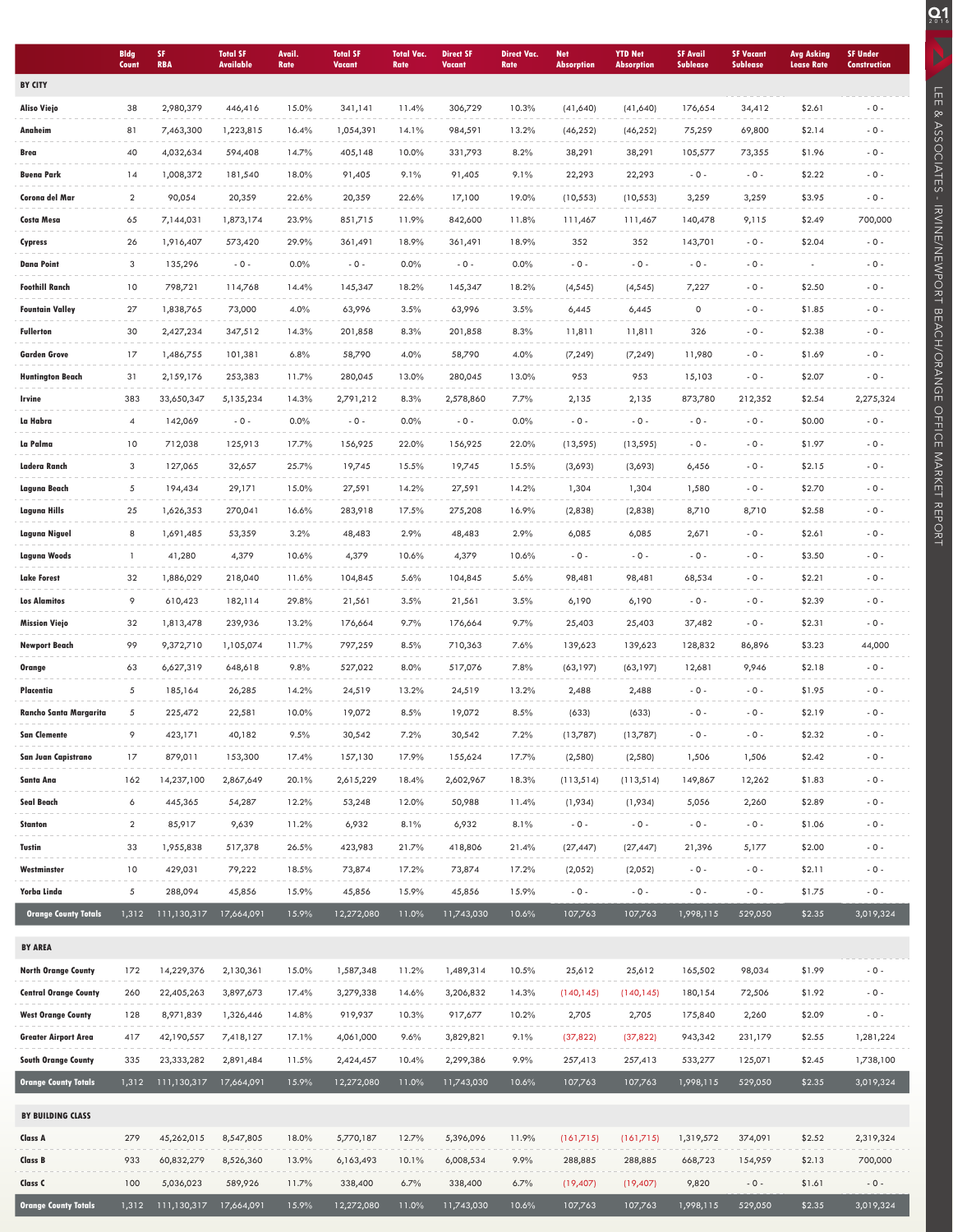| | Bldg Count | SF RBA | Total SF Available | Avail. Rate | Total SF Vacant | Total Vac. Rate | Direct SF Vacant | Direct Vac. Rate | Net Absorption | YTD Net Absorption | SF Avail Sublease | SF Vacant Sublease | Avg Asking Lease Rate | SF Under Construction |
|---|---|---|---|---|---|---|---|---|---|---|---|---|---|---|
| **BY CITY** | | | | | | | | | | | | | | |
| Aliso Viejo | 38 | 2,980,379 | 446,416 | 15.0% | 341,141 | 11.4% | 306,729 | 10.3% | (41,640) | (41,640) | 176,654 | 34,412 | $2.61 | - 0 - |
| Anaheim | 81 | 7,463,300 | 1,223,815 | 16.4% | 1,054,391 | 14.1% | 984,591 | 13.2% | (46,252) | (46,252) | 75,259 | 69,800 | $2.14 | - 0 - |
| Brea | 40 | 4,032,634 | 594,408 | 14.7% | 405,148 | 10.0% | 331,793 | 8.2% | 38,291 | 38,291 | 105,577 | 73,355 | $1.96 | - 0 - |
| Buena Park | 14 | 1,008,372 | 181,540 | 18.0% | 91,405 | 9.1% | 91,405 | 9.1% | 22,293 | 22,293 | - 0 - | - 0 - | $2.22 | - 0 - |
| Corona del Mar | 2 | 90,054 | 20,359 | 22.6% | 20,359 | 22.6% | 17,100 | 19.0% | (10,553) | (10,553) | 3,259 | 3,259 | $3.95 | - 0 - |
| Costa Mesa | 65 | 7,144,031 | 1,873,174 | 23.9% | 851,715 | 11.9% | 842,600 | 11.8% | 111,467 | 111,467 | 140,478 | 9,115 | $2.49 | 700,000 |
| Cypress | 26 | 1,916,407 | 573,420 | 29.9% | 361,491 | 18.9% | 361,491 | 18.9% | 352 | 352 | 143,701 | - 0 - | $2.04 | - 0 - |
| Dana Point | 3 | 135,296 | - 0 - | 0.0% | - 0 - | 0.0% | - 0 - | 0.0% | - 0 - | - 0 - | - 0 - | - 0 - | - | - 0 - |
| Foothill Ranch | 10 | 798,721 | 114,768 | 14.4% | 145,347 | 18.2% | 145,347 | 18.2% | (4,545) | (4,545) | 7,227 | - 0 - | $2.50 | - 0 - |
| Fountain Valley | 27 | 1,838,765 | 73,000 | 4.0% | 63,996 | 3.5% | 63,996 | 3.5% | 6,445 | 6,445 | 0 | - 0 - | $1.85 | - 0 - |
| Fullerton | 30 | 2,427,234 | 347,512 | 14.3% | 201,858 | 8.3% | 201,858 | 8.3% | 11,811 | 11,811 | 326 | - 0 - | $2.38 | - 0 - |
| Garden Grove | 17 | 1,486,755 | 101,381 | 6.8% | 58,790 | 4.0% | 58,790 | 4.0% | (7,249) | (7,249) | 11,980 | - 0 - | $1.69 | - 0 - |
| Huntington Beach | 31 | 2,159,176 | 253,383 | 11.7% | 280,045 | 13.0% | 280,045 | 13.0% | 953 | 953 | 15,103 | - 0 - | $2.07 | - 0 - |
| Irvine | 383 | 33,650,347 | 5,135,234 | 14.3% | 2,791,212 | 8.3% | 2,578,860 | 7.7% | 2,135 | 2,135 | 873,780 | 212,352 | $2.54 | 2,275,324 |
| La Habra | 4 | 142,069 | - 0 - | 0.0% | - 0 - | 0.0% | - 0 - | 0.0% | - 0 - | - 0 - | - 0 - | - 0 - | $0.00 | - 0 - |
| La Palma | 10 | 712,038 | 125,913 | 17.7% | 156,925 | 22.0% | 156,925 | 22.0% | (13,595) | (13,595) | - 0 - | - 0 - | $1.97 | - 0 - |
| Ladera Ranch | 3 | 127,065 | 32,657 | 25.7% | 19,745 | 15.5% | 19,745 | 15.5% | (3,693) | (3,693) | 6,456 | - 0 - | $2.15 | - 0 - |
| Laguna Beach | 5 | 194,434 | 29,171 | 15.0% | 27,591 | 14.2% | 27,591 | 14.2% | 1,304 | 1,304 | 1,580 | - 0 - | $2.70 | - 0 - |
| Laguna Hills | 25 | 1,626,353 | 270,041 | 16.6% | 283,918 | 17.5% | 275,208 | 16.9% | (2,838) | (2,838) | 8,710 | 8,710 | $2.58 | - 0 - |
| Laguna Niguel | 8 | 1,691,485 | 53,359 | 3.2% | 48,483 | 2.9% | 48,483 | 2.9% | 6,085 | 6,085 | 2,671 | - 0 - | $2.61 | - 0 - |
| Laguna Woods | 1 | 41,280 | 4,379 | 10.6% | 4,379 | 10.6% | 4,379 | 10.6% | - 0 - | - 0 - | - 0 - | - 0 - | $3.50 | - 0 - |
| Lake Forest | 32 | 1,886,029 | 218,040 | 11.6% | 104,845 | 5.6% | 104,845 | 5.6% | 98,481 | 98,481 | 68,534 | - 0 - | $2.21 | - 0 - |
| Los Alamitos | 9 | 610,423 | 182,114 | 29.8% | 21,561 | 3.5% | 21,561 | 3.5% | 6,190 | 6,190 | - 0 - | - 0 - | $2.39 | - 0 - |
| Mission Viejo | 32 | 1,813,478 | 239,936 | 13.2% | 176,664 | 9.7% | 176,664 | 9.7% | 25,403 | 25,403 | 37,482 | - 0 - | $2.31 | - 0 - |
| Newport Beach | 99 | 9,372,710 | 1,105,074 | 11.7% | 797,259 | 8.5% | 710,363 | 7.6% | 139,623 | 139,623 | 128,832 | 86,896 | $3.23 | 44,000 |
| Orange | 63 | 6,627,319 | 648,618 | 9.8% | 527,022 | 8.0% | 517,076 | 7.8% | (63,197) | (63,197) | 12,681 | 9,946 | $2.18 | - 0 - |
| Placentia | 5 | 185,164 | 26,285 | 14.2% | 24,519 | 13.2% | 24,519 | 13.2% | 2,488 | 2,488 | - 0 - | - 0 - | $1.95 | - 0 - |
| Rancho Santa Margarita | 5 | 225,472 | 22,581 | 10.0% | 19,072 | 8.5% | 19,072 | 8.5% | (633) | (633) | - 0 - | - 0 - | $2.19 | - 0 - |
| San Clemente | 9 | 423,171 | 40,182 | 9.5% | 30,542 | 7.2% | 30,542 | 7.2% | (13,787) | (13,787) | - 0 - | - 0 - | $2.32 | - 0 - |
| San Juan Capistrano | 17 | 879,011 | 153,300 | 17.4% | 157,130 | 17.9% | 155,624 | 17.7% | (2,580) | (2,580) | 1,506 | 1,506 | $2.42 | - 0 - |
| Santa Ana | 162 | 14,237,100 | 2,867,649 | 20.1% | 2,615,229 | 18.4% | 2,602,967 | 18.3% | (113,514) | (113,514) | 149,867 | 12,262 | $1.83 | - 0 - |
| Seal Beach | 6 | 445,365 | 54,287 | 12.2% | 53,248 | 12.0% | 50,988 | 11.4% | (1,934) | (1,934) | 5,056 | 2,260 | $2.89 | - 0 - |
| Stanton | 2 | 85,917 | 9,639 | 11.2% | 6,932 | 8.1% | 6,932 | 8.1% | - 0 - | - 0 - | - 0 - | - 0 - | $1.06 | - 0 - |
| Tustin | 33 | 1,955,838 | 517,378 | 26.5% | 423,983 | 21.7% | 418,806 | 21.4% | (27,447) | (27,447) | 21,396 | 5,177 | $2.00 | - 0 - |
| Westminster | 10 | 429,031 | 79,222 | 18.5% | 73,874 | 17.2% | 73,874 | 17.2% | (2,052) | (2,052) | - 0 - | - 0 - | $2.11 | - 0 - |
| Yorba Linda | 5 | 288,094 | 45,856 | 15.9% | 45,856 | 15.9% | 45,856 | 15.9% | - 0 - | - 0 - | - 0 - | - 0 - | $1.75 | - 0 - |
| **Orange County Totals** | 1,312 | 111,130,317 | 17,664,091 | 15.9% | 12,272,080 | 11.0% | 11,743,030 | 10.6% | 107,763 | 107,763 | 1,998,115 | 529,050 | $2.35 | 3,019,324 |
| **BY AREA** | | | | | | | | | | | | | | |
| North Orange County | 172 | 14,229,376 | 2,130,361 | 15.0% | 1,587,348 | 11.2% | 1,489,314 | 10.5% | 25,612 | 25,612 | 165,502 | 98,034 | $1.99 | - 0 - |
| Central Orange County | 260 | 22,405,263 | 3,897,673 | 17.4% | 3,279,338 | 14.6% | 3,206,832 | 14.3% | (140,145) | (140,145) | 180,154 | 72,506 | $1.92 | - 0 - |
| West Orange County | 128 | 8,971,839 | 1,326,446 | 14.8% | 919,937 | 10.3% | 917,677 | 10.2% | 2,705 | 2,705 | 175,840 | 2,260 | $2.09 | - 0 - |
| Greater Airport Area | 417 | 42,190,557 | 7,418,127 | 17.1% | 4,061,000 | 9.6% | 3,829,821 | 9.1% | (37,822) | (37,822) | 943,342 | 231,179 | $2.55 | 1,281,224 |
| South Orange County | 335 | 23,333,282 | 2,891,484 | 11.5% | 2,424,457 | 10.4% | 2,299,386 | 9.9% | 257,413 | 257,413 | 533,277 | 125,071 | $2.45 | 1,738,100 |
| **Orange County Totals** | 1,312 | 111,130,317 | 17,664,091 | 15.9% | 12,272,080 | 11.0% | 11,743,030 | 10.6% | 107,763 | 107,763 | 1,998,115 | 529,050 | $2.35 | 3,019,324 |
| **BY BUILDING CLASS** | | | | | | | | | | | | | | |
| Class A | 279 | 45,262,015 | 8,547,805 | 18.0% | 5,770,187 | 12.7% | 5,396,096 | 11.9% | (161,715) | (161,715) | 1,319,572 | 374,091 | $2.52 | 2,319,324 |
| Class B | 933 | 60,832,279 | 8,526,360 | 13.9% | 6,163,493 | 10.1% | 6,008,534 | 9.9% | 288,885 | 288,885 | 668,723 | 154,959 | $2.13 | 700,000 |
| Class C | 100 | 5,036,023 | 589,926 | 11.7% | 338,400 | 6.7% | 338,400 | 6.7% | (19,407) | (19,407) | 9,820 | - 0 - | $1.61 | - 0 - |
| **Orange County Totals** | 1,312 | 111,130,317 | 17,664,091 | 15.9% | 12,272,080 | 11.0% | 11,743,030 | 10.6% | 107,763 | 107,763 | 1,998,115 | 529,050 | $2.35 | 3,019,324 |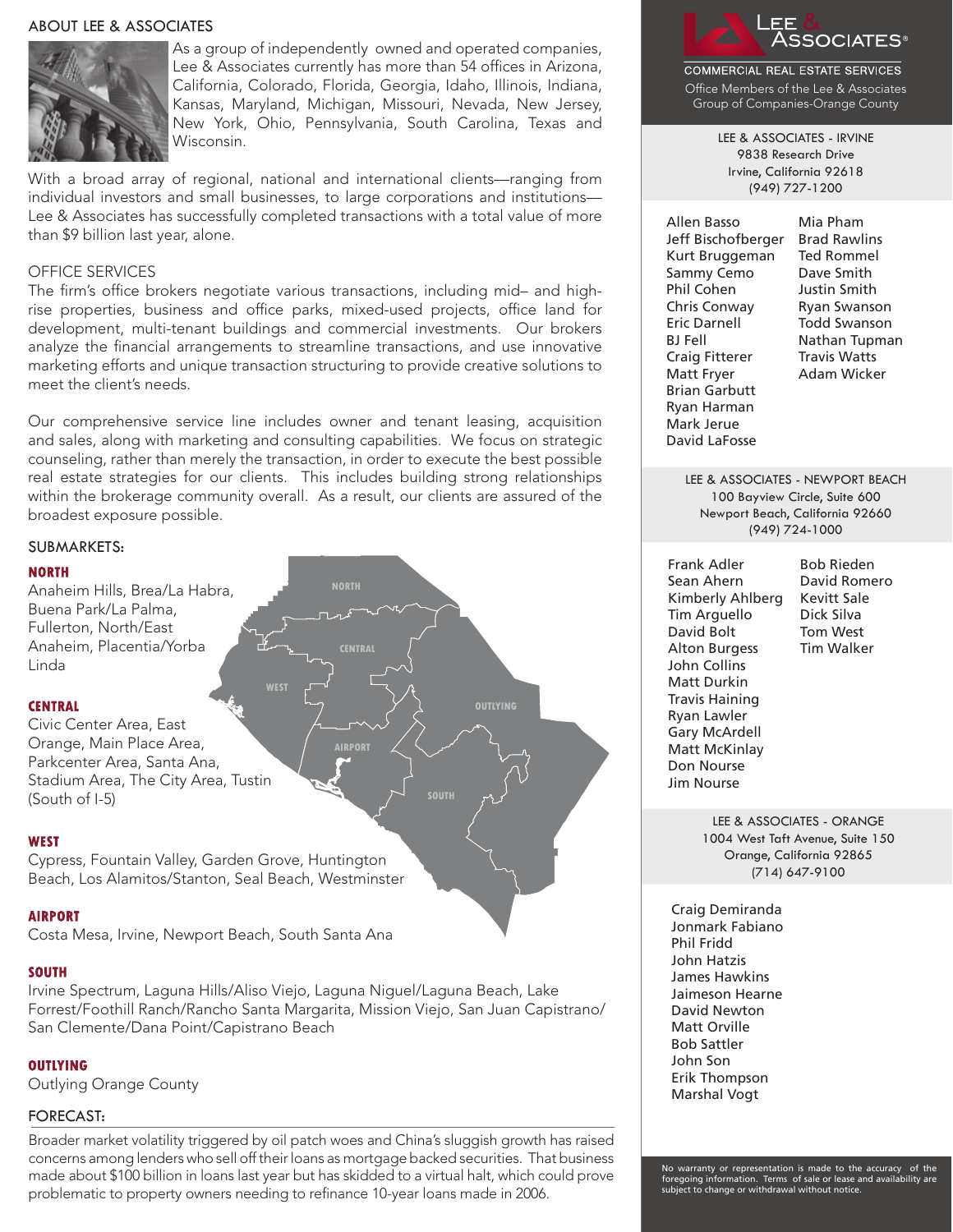## ABOUT LEE & ASSOCIATES

As a group of independently owned and operated companies, Lee & Associates currently has more than 54 offices in Arizona, California, Colorado, Florida, Georgia, Idaho, Illinois, Indiana, Kansas, Maryland, Michigan, Missouri, Nevada, New Jersey, New York, Ohio, Pennsylvania, South Carolina, Texas and Wisconsin.

With a broad array of regional, national and international clients—ranging from individual investors and small businesses, to large corporations and institutions—Lee & Associates has successfully completed transactions with a total value of more than $9 billion last year, alone.

## OFFICE SERVICES

The firm's office brokers negotiate various transactions, including mid– and high-rise properties, business and office parks, mixed-used projects, office land for development, multi-tenant buildings and commercial investments. Our brokers analyze the financial arrangements to streamline transactions, and use innovative marketing efforts and unique transaction structuring to provide creative solutions to meet the client's needs.

Our comprehensive service line includes owner and tenant leasing, acquisition and sales, along with marketing and consulting capabilities. We focus on strategic counseling, rather than merely the transaction, in order to execute the best possible real estate strategies for our clients. This includes building strong relationships within the brokerage community overall. As a result, our clients are assured of the broadest exposure possible.

## SUBMARKETS:

**NORTH**
Anaheim Hills, Brea/La Habra, Buena Park/La Palma, Fullerton, North/East Anaheim, Placentia/Yorba Linda

**CENTRAL**
Civic Center Area, East Orange, Main Place Area, Parkcenter Area, Santa Ana, Stadium Area, The City Area, Tustin (South of I-5)

**WEST**
Cypress, Fountain Valley, Garden Grove, Huntington Beach, Los Alamitos/Stanton, Seal Beach, Westminster

**AIRPORT**
Costa Mesa, Irvine, Newport Beach, South Santa Ana

**SOUTH**
Irvine Spectrum, Laguna Hills/Aliso Viejo, Laguna Niguel/Laguna Beach, Lake Forrest/Foothill Ranch/Rancho Santa Margarita, Mission Viejo, San Juan Capistrano/San Clemente/Dana Point/Capistrano Beach

**OUTLYING**
Outlying Orange County

NORTH
CENTRAL
WEST
OUTLYING
AIRPORT
SOUTH

## FORECAST:

Broader market volatility triggered by oil patch woes and China's sluggish growth has raised concerns among lenders who sell off their loans as mortgage backed securities. That business made about $100 billion in loans last year but has skidded to a virtual halt, which could prove problematic to property owners needing to refinance 10-year loans made in 2006.

---

**LEE & ASSOCIATES**
COMMERCIAL REAL ESTATE SERVICES
Office Members of the Lee & Associates Group of Companies-Orange County

**LEE & ASSOCIATES - IRVINE**
9838 Research Drive
Irvine, California 92618
(949) 727-1200

Allen Basso
Jeff Bischofberger
Kurt Bruggeman
Sammy Cemo
Phil Cohen
Chris Conway
Eric Darnell
BJ Fell
Craig Fitterer
Matt Fryer
Brian Garbutt
Ryan Harman
Mark Jerue
David LaFosse
Mia Pham
Brad Rawlins
Ted Rommel
Dave Smith
Justin Smith
Ryan Swanson
Todd Swanson
Nathan Tupman
Travis Watts
Adam Wicker

**LEE & ASSOCIATES - NEWPORT BEACH**
100 Bayview Circle, Suite 600
Newport Beach, California 92660
(949) 724-1000

Frank Adler
Sean Ahern
Kimberly Ahlberg
Tim Arguello
David Bolt
Alton Burgess
John Collins
Matt Durkin
Travis Haining
Ryan Lawler
Gary McArdell
Matt McKinlay
Don Nourse
Jim Nourse
Bob Rieden
David Romero
Kevitt Sale
Dick Silva
Tom West
Tim Walker

**LEE & ASSOCIATES - ORANGE**
1004 West Taft Avenue, Suite 150
Orange, California 92865
(714) 647-9100

Craig Demiranda
Jonmark Fabiano
Phil Fridd
John Hatzis
James Hawkins
Jaimeson Hearne
David Newton
Matt Orville
Bob Sattler
John Son
Erik Thompson
Marshal Vogt

No warranty or representation is made to the accuracy of the foregoing information. Terms of sale or lease and availability are subject to change or withdrawal without notice.